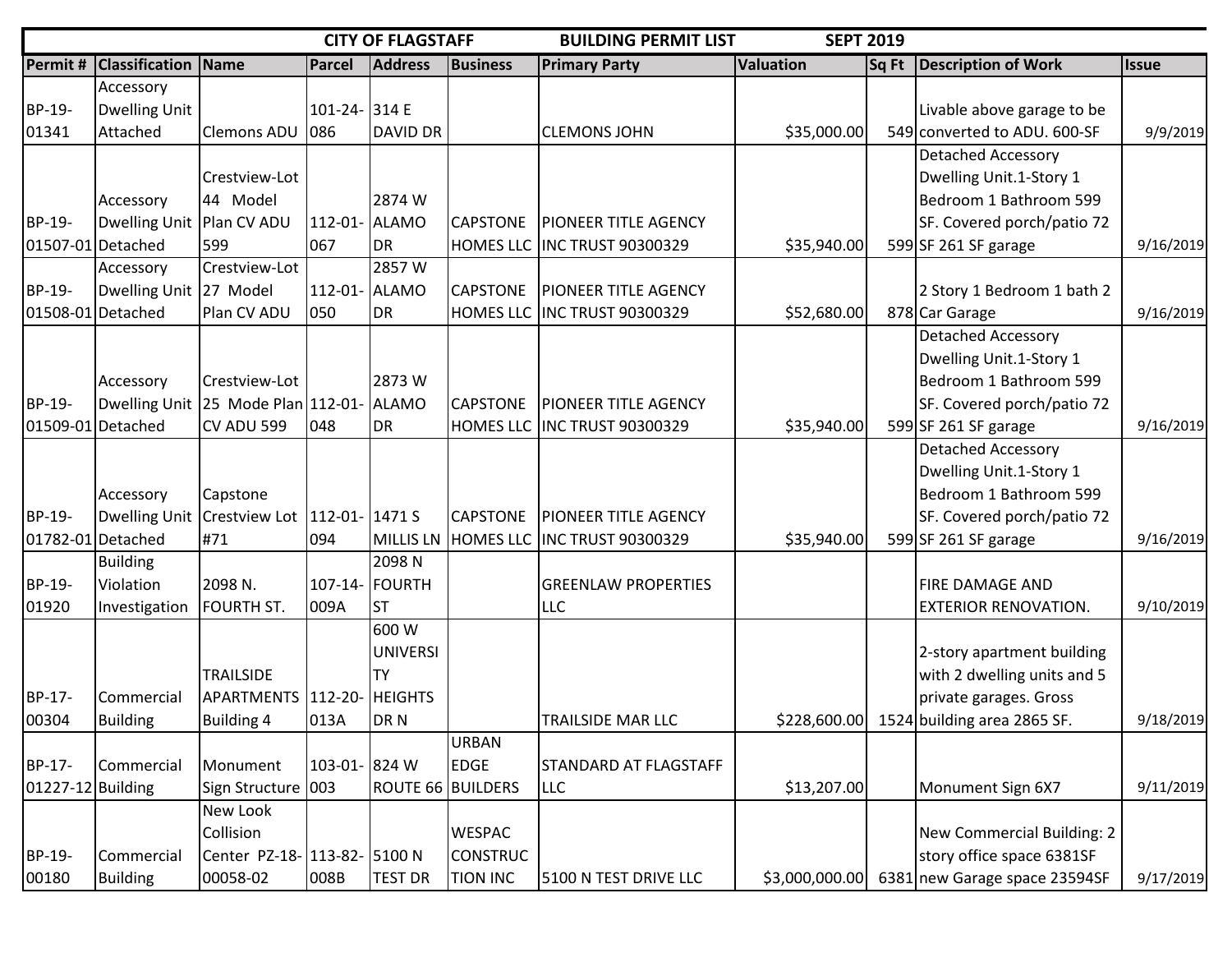**CITY OF FLAGSTAFF BUILDING PERMIT LIST SEPT 2019**

| Permit # | Classification | Name | Parcel | Address | Business | Primary Party | Valuation | Sq Ft | Description of Work | Issue |
|---|---|---|---|---|---|---|---|---|---|---|
| BP-19-01341 | Accessory Dwelling Unit Attached | Clemons ADU | 101-24-086 | 314 E DAVID DR | | CLEMONS JOHN | $35,000.00 | 549 | Livable above garage to be converted to ADU. 600-SF | 9/9/2019 |
| BP-19-01507-01 | Accessory Dwelling Unit Detached | Crestview-Lot 44 Model Plan CV ADU 599 | 112-01-067 | 2874 W ALAMO DR | CAPSTONE HOMES LLC | PIONEER TITLE AGENCY INC TRUST 90300329 | $35,940.00 | 599 | Detached Accessory Dwelling Unit.1-Story 1 Bedroom 1 Bathroom 599 SF. Covered porch/patio 72 SF 261 SF garage | 9/16/2019 |
| BP-19-01508-01 | Accessory Dwelling Unit Detached | Crestview-Lot 27 Model Plan CV ADU | 112-01-050 | 2857 W ALAMO DR | CAPSTONE HOMES LLC | PIONEER TITLE AGENCY INC TRUST 90300329 | $52,680.00 | 878 | 2 Story 1 Bedroom 1 bath 2 Car Garage | 9/16/2019 |
| BP-19-01509-01 | Accessory Dwelling Unit Detached | Crestview-Lot 25 Mode Plan CV ADU 599 | 112-01-048 | 2873 W ALAMO DR | CAPSTONE HOMES LLC | PIONEER TITLE AGENCY INC TRUST 90300329 | $35,940.00 | 599 | Detached Accessory Dwelling Unit.1-Story 1 Bedroom 1 Bathroom 599 SF. Covered porch/patio 72 SF 261 SF garage | 9/16/2019 |
| BP-19-01782-01 | Accessory Dwelling Unit Detached | Capstone Crestview Lot #71 | 112-01-094 | 1471 S MILLIS LN | CAPSTONE HOMES LLC | PIONEER TITLE AGENCY INC TRUST 90300329 | $35,940.00 | 599 | Detached Accessory Dwelling Unit.1-Story 1 Bedroom 1 Bathroom 599 SF. Covered porch/patio 72 SF 261 SF garage | 9/16/2019 |
| BP-19-01920 | Building Violation Investigation | 2098 N. FOURTH ST. | 107-14-009A | 2098 N FOURTH ST | | GREENLAW PROPERTIES LLC | | | FIRE DAMAGE AND EXTERIOR RENOVATION. | 9/10/2019 |
| BP-17-00304 | Commercial Building | TRAILSIDE APARTMENTS Building 4 | 112-20-013A | 600 W UNIVERSITY HEIGHTS DR N | | TRAILSIDE MAR LLC | $228,600.00 | 1524 | 2-story apartment building with 2 dwelling units and 5 private garages. Gross building area 2865 SF. | 9/18/2019 |
| BP-17-01227-12 | Commercial Building | Monument Sign Structure | 103-01-003 | 824 W ROUTE 66 | URBAN EDGE BUILDERS | STANDARD AT FLAGSTAFF LLC | $13,207.00 | | Monument Sign 6X7 | 9/11/2019 |
| BP-19-00180 | Commercial Building | New Look Collision Center PZ-18-00058-02 | 113-82-008B | 5100 N TEST DR | WESPAC CONSTRUCTION INC | 5100 N TEST DRIVE LLC | $3,000,000.00 | 6381 | New Commercial Building: 2 story office space 6381SF new Garage space 23594SF | 9/17/2019 |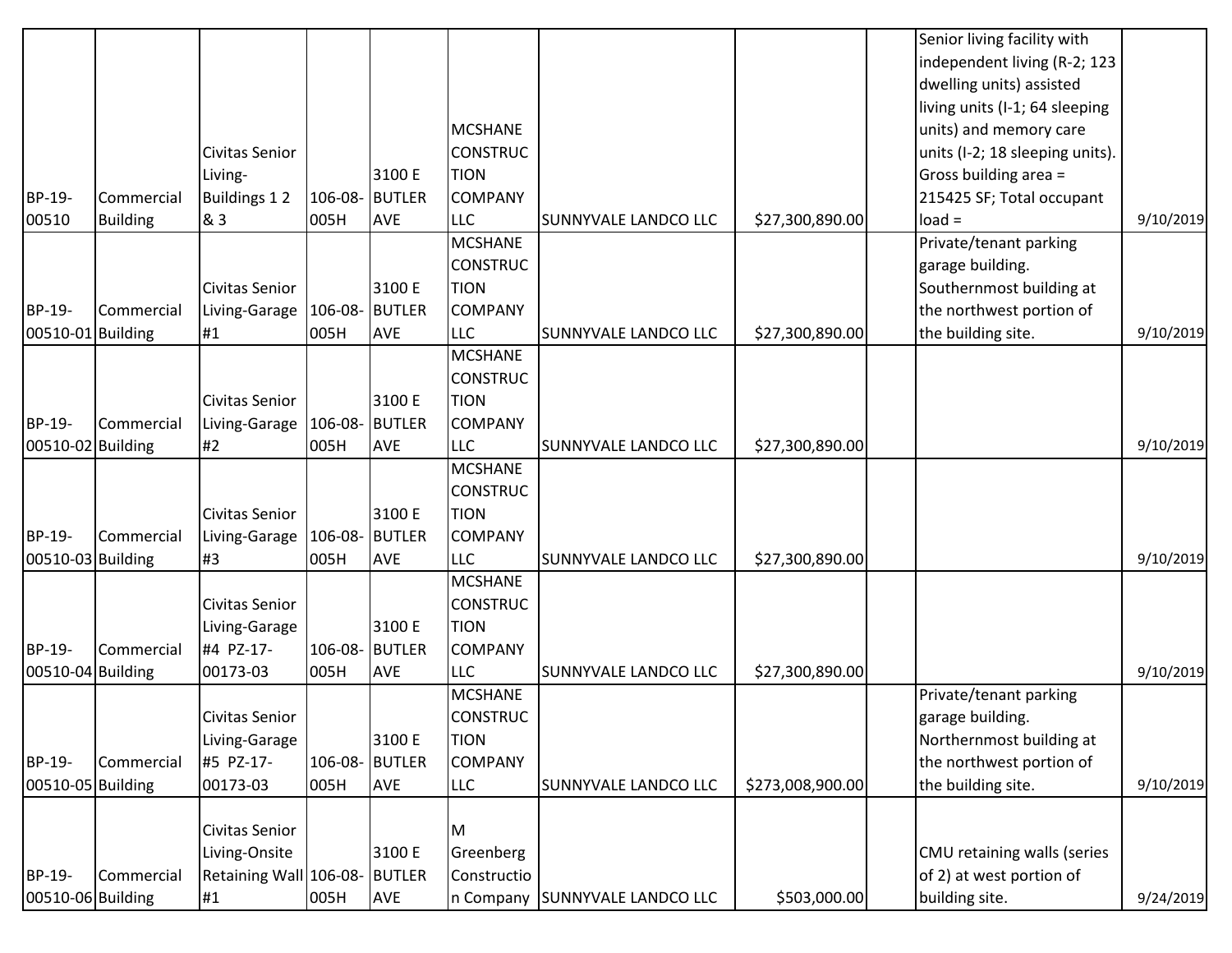| | | | | | | | | | | |
|---|---|---|---|---|---|---|---|---|---|---|
| BP-19-00510 | Commercial Building | Civitas Senior Living-Buildings 1 2 & 3 | 106-08-005H | 3100 E BUTLER AVE | MCSHANE CONSTRUCTION COMPANY LLC | SUNNYVALE LANDCO LLC | $27,300,890.00 | | Senior living facility with independent living (R-2; 123 dwelling units) assisted living units (I-1; 64 sleeping units) and memory care units (I-2; 18 sleeping units). Gross building area = 215425 SF; Total occupant load = | 9/10/2019 |
| BP-19-00510-01 | Commercial Building | Civitas Senior Living-Garage #1 | 106-08-005H | 3100 E BUTLER AVE | MCSHANE CONSTRUCTION COMPANY LLC | SUNNYVALE LANDCO LLC | $27,300,890.00 | | Private/tenant parking garage building. Southernmost building at the northwest portion of the building site. | 9/10/2019 |
| BP-19-00510-02 | Commercial Building | Civitas Senior Living-Garage #2 | 106-08-005H | 3100 E BUTLER AVE | MCSHANE CONSTRUCTION COMPANY LLC | SUNNYVALE LANDCO LLC | $27,300,890.00 | | | 9/10/2019 |
| BP-19-00510-03 | Commercial Building | Civitas Senior Living-Garage #3 | 106-08-005H | 3100 E BUTLER AVE | MCSHANE CONSTRUCTION COMPANY LLC | SUNNYVALE LANDCO LLC | $27,300,890.00 | | | 9/10/2019 |
| BP-19-00510-04 | Commercial Building | Civitas Senior Living-Garage #4 PZ-17-00173-03 | 106-08-005H | 3100 E BUTLER AVE | MCSHANE CONSTRUCTION COMPANY LLC | SUNNYVALE LANDCO LLC | $27,300,890.00 | | | 9/10/2019 |
| BP-19-00510-05 | Commercial Building | Civitas Senior Living-Garage #5 PZ-17-00173-03 | 106-08-005H | 3100 E BUTLER AVE | MCSHANE CONSTRUCTION COMPANY LLC | SUNNYVALE LANDCO LLC | $273,008,900.00 | | Private/tenant parking garage building. Northernmost building at the northwest portion of the building site. | 9/10/2019 |
| BP-19-00510-06 | Commercial Building | Civitas Senior Living-Onsite Retaining Wall #1 | 106-08-005H | 3100 E BUTLER AVE | M Greenberg Construction Company | SUNNYVALE LANDCO LLC | $503,000.00 | | CMU retaining walls (series of 2) at west portion of building site. | 9/24/2019 |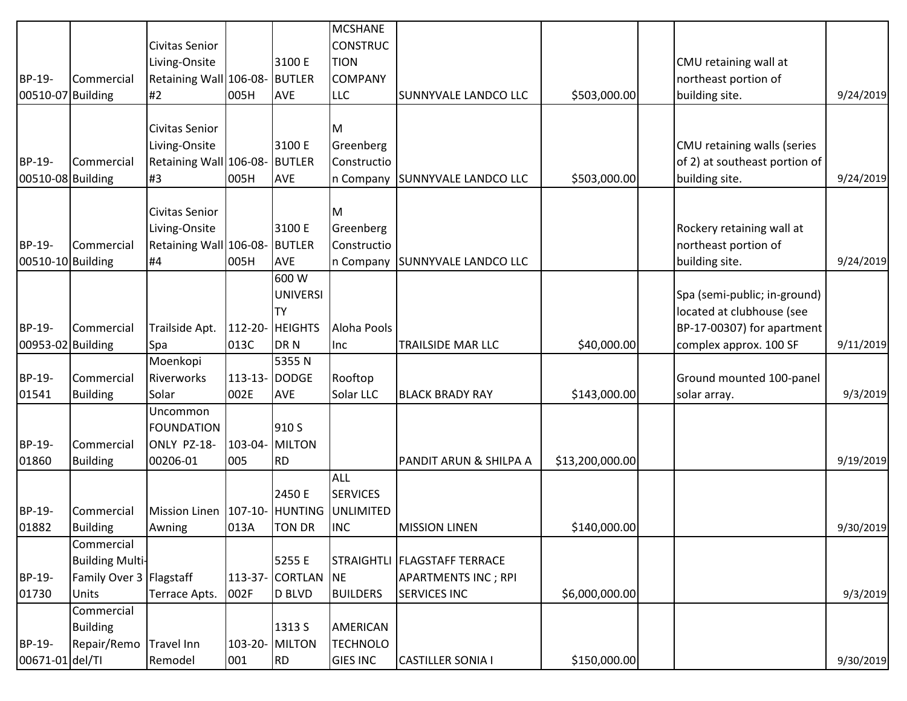| | | | | | | | | | | |
|---|---|---|---|---|---|---|---|---|---|---|
| BP-19-00510-07 | Commercial Building | Civitas Senior Living-Onsite Retaining Wall #2 | 106-08-005H | 3100 E BUTLER AVE | MCSHANE CONSTRUCTION COMPANY LLC | SUNNYVALE LANDCO LLC | $503,000.00 | | CMU retaining wall at northeast portion of building site. | 9/24/2019 |
| BP-19-00510-08 | Commercial Building | Civitas Senior Living-Onsite Retaining Wall #3 | 106-08-005H | 3100 E BUTLER AVE | M Greenberg Construction Company | SUNNYVALE LANDCO LLC | $503,000.00 | | CMU retaining walls (series of 2) at southeast portion of building site. | 9/24/2019 |
| BP-19-00510-10 | Commercial Building | Civitas Senior Living-Onsite Retaining Wall #4 | 106-08-005H | 3100 E BUTLER AVE | M Greenberg Construction Company | SUNNYVALE LANDCO LLC | | | Rockery retaining wall at northeast portion of building site. | 9/24/2019 |
| BP-19-00953-02 | Commercial Building | Trailside Apt. Spa | 112-20-013C | 600 W UNIVERSITY HEIGHTS DR N | Aloha Pools Inc | TRAILSIDE MAR LLC | $40,000.00 | | Spa (semi-public; in-ground) located at clubhouse (see BP-17-00307) for apartment complex approx. 100 SF | 9/11/2019 |
| BP-19-01541 | Commercial Building | Moenkopi Riverworks Solar | 113-13-002E | 5355 N DODGE AVE | Rooftop Solar LLC | BLACK BRADY RAY | $143,000.00 | | Ground mounted 100-panel solar array. | 9/3/2019 |
| BP-19-01860 | Commercial Building | Uncommon FOUNDATION ONLY PZ-18-00206-01 | 103-04-005 | 910 S MILTON RD | | PANDIT ARUN & SHILPA A | $13,200,000.00 | | | 9/19/2019 |
| BP-19-01882 | Commercial Building | Mission Linen Awning | 107-10-013A | 2450 E HUNTINGTON DR | ALL SERVICES UNLIMITED INC | MISSION LINEN | $140,000.00 | | | 9/30/2019 |
| BP-19-01730 | Commercial Building Multi-Family Over 3 Units | Flagstaff Terrace Apts. | 113-37-002F | 5255 E CORTLAND BLVD | STRAIGHTLINE BUILDERS | FLAGSTAFF TERRACE APARTMENTS INC ; RPI SERVICES INC | $6,000,000.00 | | | 9/3/2019 |
| BP-19-00671-01 | Commercial Building Repair/Remodel/TI | Travel Inn Remodel | 103-20-001 | 1313 S MILTON RD | AMERICAN TECHNOLOGIES INC | CASTILLER SONIA I | $150,000.00 | | | 9/30/2019 |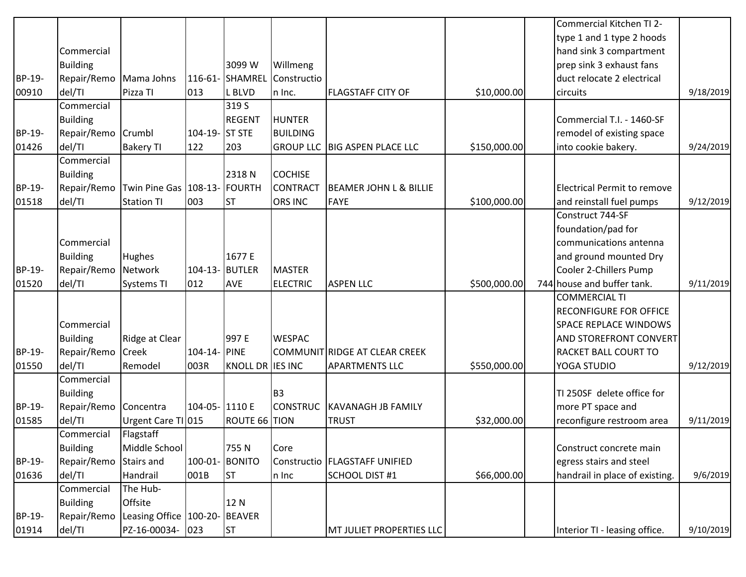| | | | | | | | | | | |
|---|---|---|---|---|---|---|---|---|---|---|
| BP-19-00910 | Commercial Building Repair/Remodel/TI | Mama Johns Pizza TI | 116-61-013 | 3099 W SHAMRELL BLVD | Willmeng Construction Inc. | FLAGSTAFF CITY OF | $10,000.00 | | Commercial Kitchen TI 2-type 1 and 1 type 2 hoods hand sink 3 compartment prep sink 3 exhaust fans duct relocate 2 electrical circuits | 9/18/2019 |
| BP-19-01426 | Commercial Building Repair/Remodel/TI | Crumbl Bakery TI | 104-19-122 | 319 S REGENT ST STE 203 | HUNTER BUILDING GROUP LLC | BIG ASPEN PLACE LLC | $150,000.00 | | Commercial T.I. - 1460-SF remodel of existing space into cookie bakery. | 9/24/2019 |
| BP-19-01518 | Commercial Building Repair/Remodel/TI | Twin Pine Gas Station TI | 108-13-003 | 2318 N FOURTH ST | COCHISE CONTRACTORS INC | BEAMER JOHN L & BILLIE FAYE | $100,000.00 | | Electrical Permit to remove and reinstall fuel pumps | 9/12/2019 |
| BP-19-01520 | Commercial Building Repair/Remodel/TI | Hughes Network Systems TI | 104-13-012 | 1677 E BUTLER AVE | MASTER ELECTRIC | ASPEN LLC | $500,000.00 | 744 | Construct 744-SF foundation/pad for communications antenna and ground mounted Dry Cooler 2-Chillers Pump house and buffer tank. | 9/11/2019 |
| BP-19-01550 | Commercial Building Repair/Remodel/TI | Ridge at Clear Creek Remodel | 104-14-003R | 997 E PINE KNOLL DR | WESPAC COMMUNITIES INC | RIDGE AT CLEAR CREEK APARTMENTS LLC | $550,000.00 | | COMMERCIAL TI RECONFIGURE FOR OFFICE SPACE REPLACE WINDOWS AND STOREFRONT CONVERT RACKET BALL COURT TO YOGA STUDIO | 9/12/2019 |
| BP-19-01585 | Commercial Building Repair/Remodel/TI | Concentra Urgent Care TI | 104-05-015 | 1110 E ROUTE 66 | B3 CONSTRUCTION | KAVANAGH JB FAMILY TRUST | $32,000.00 | | TI 250SF delete office for more PT space and reconfigure restroom area | 9/11/2019 |
| BP-19-01636 | Commercial Building Repair/Remodel/TI | Flagstaff Middle School Stairs and Handrail | 100-01-001B | 755 N BONITO ST | Core Construction Inc | FLAGSTAFF UNIFIED SCHOOL DIST #1 | $66,000.00 | | Construct concrete main egress stairs and steel handrail in place of existing. | 9/6/2019 |
| BP-19-01914 | Commercial Building Repair/Remodel/TI | The Hub-Offsite Leasing Office PZ-16-00034- | 100-20-023 | 12 N BEAVER ST | | MT JULIET PROPERTIES LLC | | | Interior TI - leasing office. | 9/10/2019 |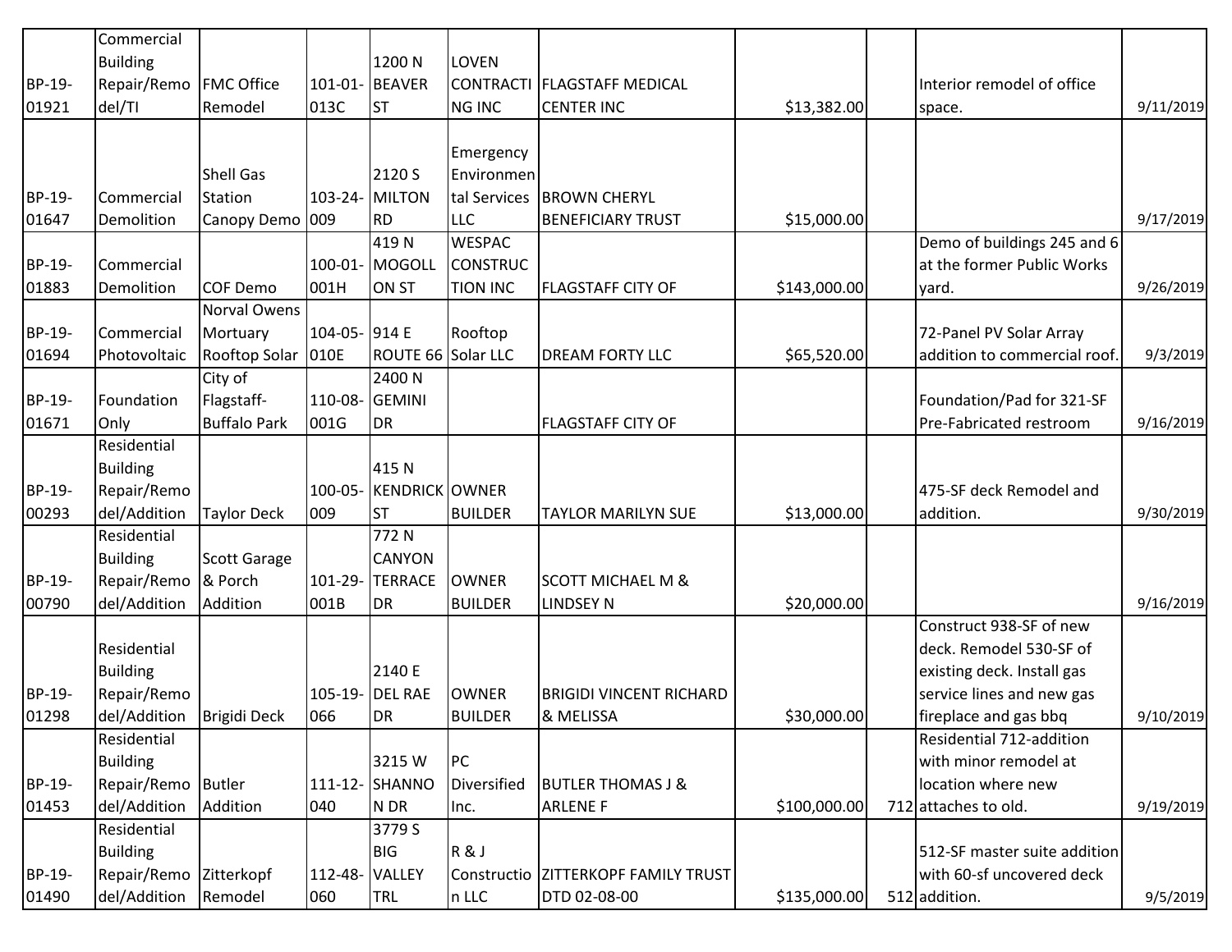| | | | | | | | | | | |
|---|---|---|---|---|---|---|---|---|---|---|
| BP-19-01921 | Commercial Building Repair/Remodel/TI | FMC Office Remodel | 101-01-013C | 1200 N BEAVER ST | LOVEN CONTRACTING INC | FLAGSTAFF MEDICAL CENTER INC | $13,382.00 | | Interior remodel of office space. | 9/11/2019 |
| BP-19-01647 | Commercial Demolition | Shell Gas Station Canopy Demo | 103-24-009 | 2120 S MILTON RD | Emergency Environmental Services LLC | BROWN CHERYL BENEFICIARY TRUST | $15,000.00 | | | 9/17/2019 |
| BP-19-01883 | Commercial Demolition | COF Demo | 100-01-001H | 419 N MOGOLLON ST | WESPAC CONSTRUCTION INC | FLAGSTAFF CITY OF | $143,000.00 | | Demo of buildings 245 and 6 at the former Public Works yard. | 9/26/2019 |
| BP-19-01694 | Commercial Photovoltaic | Norval Owens Mortuary Rooftop Solar | 104-05-010E | 914 E ROUTE 66 | Rooftop Solar LLC | DREAM FORTY LLC | $65,520.00 | | 72-Panel PV Solar Array addition to commercial roof. | 9/3/2019 |
| BP-19-01671 | Foundation Only | City of Flagstaff-Buffalo Park | 110-08-001G | 2400 N GEMINI DR | | FLAGSTAFF CITY OF | | | Foundation/Pad for 321-SF Pre-Fabricated restroom | 9/16/2019 |
| BP-19-00293 | Residential Building Repair/Remodel/Addition | Taylor Deck | 100-05-009 | 415 N KENDRICK ST | OWNER BUILDER | TAYLOR MARILYN SUE | $13,000.00 | | 475-SF deck Remodel and addition. | 9/30/2019 |
| BP-19-00790 | Residential Building Repair/Remodel/Addition | Scott Garage & Porch Addition | 101-29-001B | 772 N CANYON TERRACE DR | OWNER BUILDER | SCOTT MICHAEL M & LINDSEY N | $20,000.00 | | | 9/16/2019 |
| BP-19-01298 | Residential Building Repair/Remodel/Addition | Brigidi Deck | 105-19-066 | 2140 E DEL RAE DR | OWNER BUILDER | BRIGIDI VINCENT RICHARD & MELISSA | $30,000.00 | | Construct 938-SF of new deck. Remodel 530-SF of existing deck. Install gas service lines and new gas fireplace and gas bbq | 9/10/2019 |
| BP-19-01453 | Residential Building Repair/Remodel/Addition | Butler Addition | 111-12-040 | 3215 W SHANNON DR | PC Diversified Inc. | BUTLER THOMAS J & ARLENE F | $100,000.00 | 712 | Residential 712-addition with minor remodel at location where new attaches to old. | 9/19/2019 |
| BP-19-01490 | Residential Building Repair/Remodel/Addition | Zitterkopf Remodel | 112-48-060 | 3779 S BIG VALLEY TRL | R & J Construction LLC | ZITTERKOPF FAMILY TRUST DTD 02-08-00 | $135,000.00 | 512 | 512-SF master suite addition with 60-sf uncovered deck addition. | 9/5/2019 |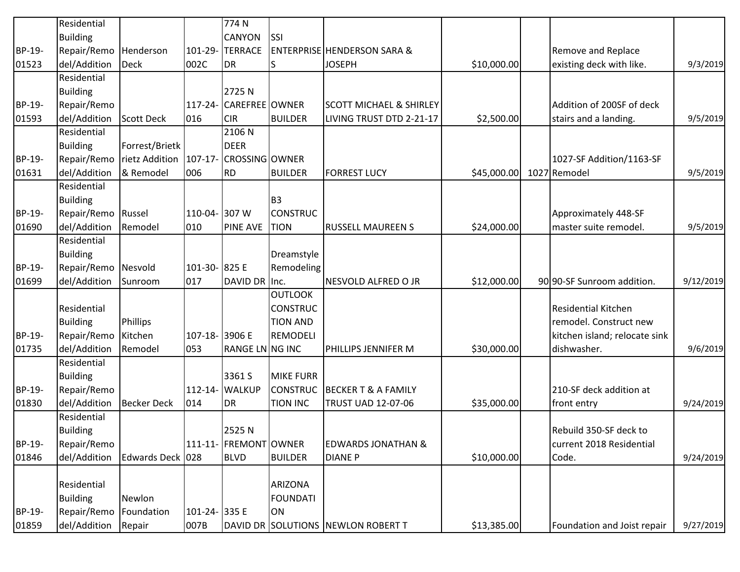| | | | | | | | | | | |
|---|---|---|---|---|---|---|---|---|---|---|
| BP-19-01523 | Residential Building Repair/Remodel/Addition | Henderson Deck | 101-29-002C | 774 N CANYON TERRACE DR | SSI ENTERPRISES | HENDERSON SARA & JOSEPH | $10,000.00 | | Remove and Replace existing deck with like. | 9/3/2019 |
| BP-19-01593 | Residential Building Repair/Remodel/Addition | Scott Deck | 117-24-016 | 2725 N CAREFREE CIR | OWNER BUILDER | SCOTT MICHAEL & SHIRLEY LIVING TRUST DTD 2-21-17 | $2,500.00 | | Addition of 200SF of deck stairs and a landing. | 9/5/2019 |
| BP-19-01631 | Residential Building Repair/Remodel/Addition | Forrest/Brietkrietz Addition & Remodel | 107-17-006 | 2106 N DEER CROSSING RD | OWNER BUILDER | FORREST LUCY | $45,000.00 | 1027 | 1027-SF Addition/1163-SF Remodel | 9/5/2019 |
| BP-19-01690 | Residential Building Repair/Remodel/Addition | Russel Remodel | 110-04-010 | 307 W PINE AVE | B3 CONSTRUCTION | RUSSELL MAUREEN S | $24,000.00 | | Approximately 448-SF master suite remodel. | 9/5/2019 |
| BP-19-01699 | Residential Building Repair/Remodel/Addition | Nesvold Sunroom | 101-30-017 | 825 E DAVID DR | Dreamstyle Remodeling Inc. | NESVOLD ALFRED O JR | $12,000.00 | 90 | 90-SF Sunroom addition. | 9/12/2019 |
| BP-19-01735 | Residential Building Repair/Remodel/Addition | Phillips Kitchen Remodel | 107-18-053 | 3906 E RANGE LN | OUTLOOK CONSTRUCTION AND REMODELING INC | PHILLIPS JENNIFER M | $30,000.00 | | Residential Kitchen remodel. Construct new kitchen island; relocate sink dishwasher. | 9/6/2019 |
| BP-19-01830 | Residential Building Repair/Remodel/Addition | Becker Deck | 112-14-014 | 3361 S WALKUP DR | MIKE FURR CONSTRUCTION INC | BECKER T & A FAMILY TRUST UAD 12-07-06 | $35,000.00 | | 210-SF deck addition at front entry | 9/24/2019 |
| BP-19-01846 | Residential Building Repair/Remodel/Addition | Edwards Deck | 111-11-028 | 2525 N FREMONT BLVD | OWNER BUILDER | EDWARDS JONATHAN & DIANE P | $10,000.00 | | Rebuild 350-SF deck to current 2018 Residential Code. | 9/24/2019 |
| BP-19-01859 | Residential Building Repair/Remodel/Addition | Newlon Foundation Repair | 101-24-007B | 335 E DAVID DR | ARIZONA FOUNDATION SOLUTIONS | NEWLON ROBERT T | $13,385.00 | | Foundation and Joist repair | 9/27/2019 |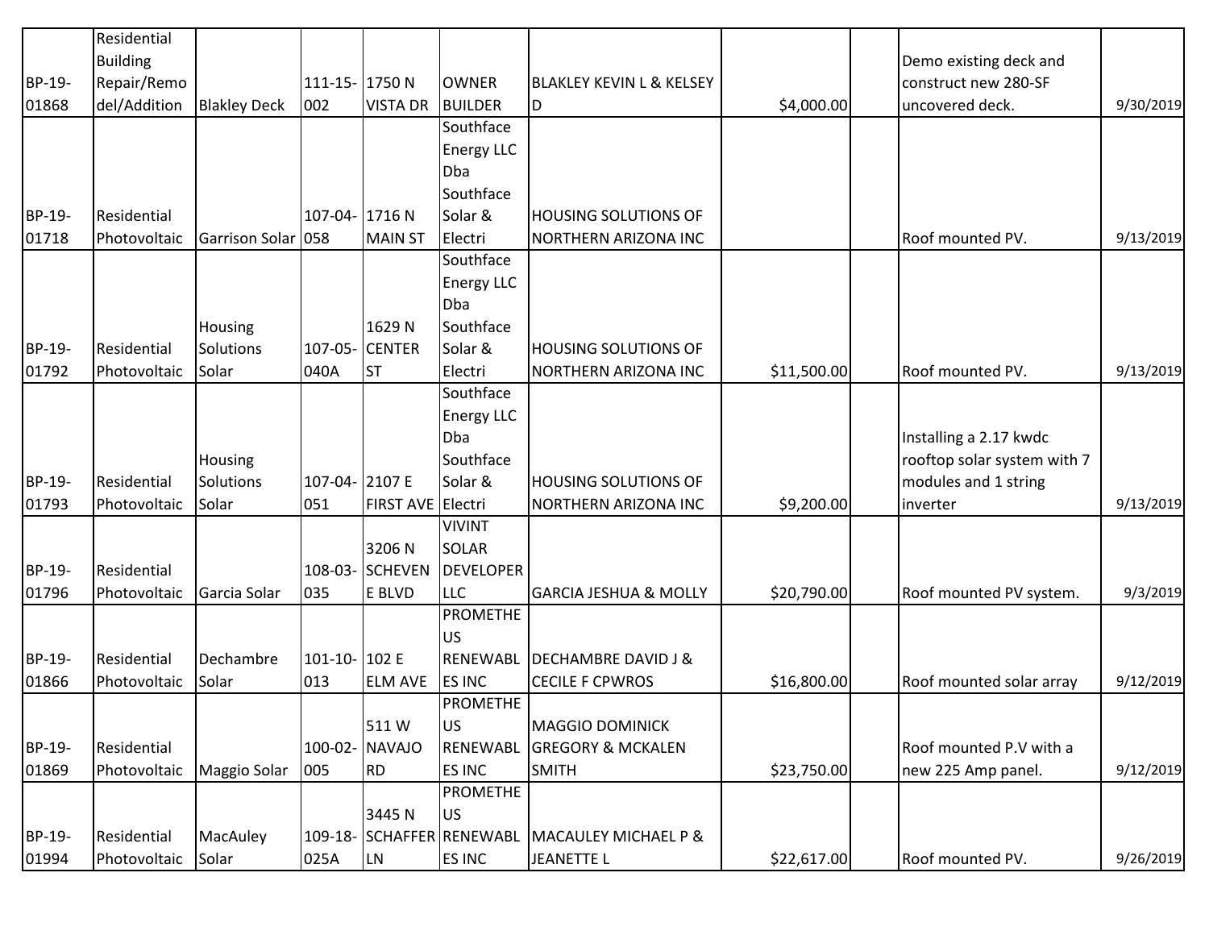| | | | | | | | | | | |
|---|---|---|---|---|---|---|---|---|---|---|
| BP-19-01868 | Residential Building Repair/Remodel/Addition | Blakley Deck | 111-15-002 | 1750 N VISTA DR | OWNER BUILDER | BLAKLEY KEVIN L & KELSEY D | $4,000.00 | | Demo existing deck and construct new 280-SF uncovered deck. | 9/30/2019 |
| BP-19-01718 | Residential Photovoltaic | Garrison Solar | 107-04-058 | 1716 N MAIN ST | Southface Energy LLC Dba Southface Solar & Electri | HOUSING SOLUTIONS OF NORTHERN ARIZONA INC | | | Roof mounted PV. | 9/13/2019 |
| BP-19-01792 | Residential Photovoltaic | Housing Solutions Solar | 107-05-040A | 1629 N CENTER ST | Southface Energy LLC Dba Southface Solar & Electri | HOUSING SOLUTIONS OF NORTHERN ARIZONA INC | $11,500.00 | | Roof mounted PV. | 9/13/2019 |
| BP-19-01793 | Residential Photovoltaic | Housing Solutions Solar | 107-04-051 | 2107 E FIRST AVE | Southface Energy LLC Dba Southface Solar & Electri | HOUSING SOLUTIONS OF NORTHERN ARIZONA INC | $9,200.00 | | Installing a 2.17 kwdc rooftop solar system with 7 modules and 1 string inverter | 9/13/2019 |
| BP-19-01796 | Residential Photovoltaic | Garcia Solar | 108-03-035 | 3206 N SCHEVENE BLVD | VIVINT SOLAR DEVELOPER LLC | GARCIA JESHUA & MOLLY | $20,790.00 | | Roof mounted PV system. | 9/3/2019 |
| BP-19-01866 | Residential Photovoltaic | Dechambre Solar | 101-10-013 | 102 E ELM AVE | PROMETHEUS RENEWABLES INC | DECHAMBRE DAVID J & CECILE F CPWROS | $16,800.00 | | Roof mounted solar array | 9/12/2019 |
| BP-19-01869 | Residential Photovoltaic | Maggio Solar | 100-02-005 | 511 W NAVAJO RD | PROMETHEUS RENEWABLES INC | MAGGIO DOMINICK GREGORY & MCKALEN SMITH | $23,750.00 | | Roof mounted P.V with a new 225 Amp panel. | 9/12/2019 |
| BP-19-01994 | Residential Photovoltaic | MacAuley Solar | 109-18-025A | 3445 N SCHAFFER LN | PROMETHEUS RENEWABLES INC | MACAULEY MICHAEL P & JEANETTE L | $22,617.00 | | Roof mounted PV. | 9/26/2019 |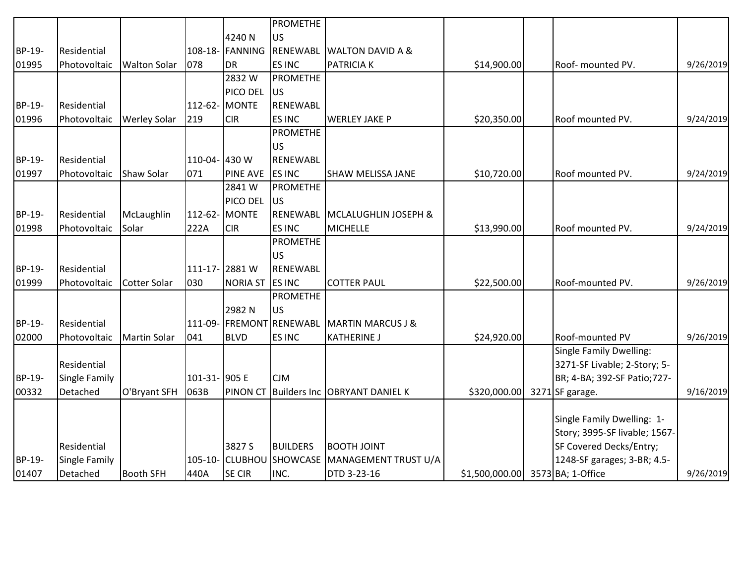| | | | | | | | | | | |
|---|---|---|---|---|---|---|---|---|---|---|
| BP-19-01995 | Residential Photovoltaic | Walton Solar | 108-18-078 | 4240 N FANNING DR | PROMETHEUS RENEWABLES INC | WALTON DAVID A & PATRICIA K | $14,900.00 | | Roof- mounted PV. | 9/26/2019 |
| BP-19-01996 | Residential Photovoltaic | Werley Solar | 112-62-219 | 2832 W PICO DEL MONTE CIR | PROMETHEUS RENEWABLES INC | WERLEY JAKE P | $20,350.00 | | Roof mounted PV. | 9/24/2019 |
| BP-19-01997 | Residential Photovoltaic | Shaw Solar | 110-04-071 | 430 W PINE AVE | PROMETHEUS RENEWABLES INC | SHAW MELISSA JANE | $10,720.00 | | Roof mounted PV. | 9/24/2019 |
| BP-19-01998 | Residential Photovoltaic | McLaughlin Solar | 112-62-222A | 2841 W PICO DEL MONTE CIR | PROMETHEUS RENEWABLES INC | MCLALUGHLIN JOSEPH & MICHELLE | $13,990.00 | | Roof mounted PV. | 9/24/2019 |
| BP-19-01999 | Residential Photovoltaic | Cotter Solar | 111-17-030 | 2881 W NORIA ST | PROMETHEUS RENEWABLES INC | COTTER PAUL | $22,500.00 | | Roof-mounted PV. | 9/26/2019 |
| BP-19-02000 | Residential Photovoltaic | Martin Solar | 111-09-041 | 2982 N FREMONT BLVD | PROMETHEUS RENEWABLES INC | MARTIN MARCUS J & KATHERINE J | $24,920.00 | | Roof-mounted PV | 9/26/2019 |
| BP-19-00332 | Residential Single Family Detached | O'Bryant SFH | 101-31-063B | 905 E PINON CT | CJM Builders Inc | OBRYANT DANIEL K | $320,000.00 | 3271 | Single Family Dwelling: 3271-SF Livable; 2-Story; 5-BR; 4-BA; 392-SF Patio;727-SF garage. | 9/16/2019 |
| BP-19-01407 | Residential Single Family Detached | Booth SFH | 105-10-440A | 3827 S CLUBHOUSE CIR | BUILDERS SHOWCASE INC. | BOOTH JOINT MANAGEMENT TRUST U/A DTD 3-23-16 | $1,500,000.00 | 3573 | Single Family Dwelling: 1-Story; 3995-SF livable; 1567-SF Covered Decks/Entry; 1248-SF garages; 3-BR; 4.5-BA; 1-Office | 9/26/2019 |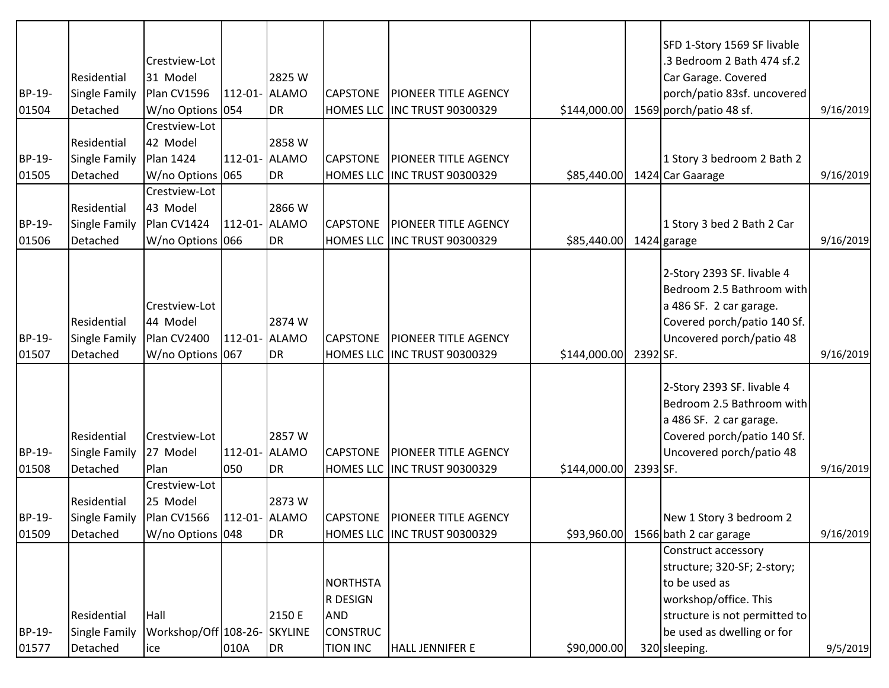| | | | | | | | | | | |
|---|---|---|---|---|---|---|---|---|---|---|
| BP-19-01504 | Residential Single Family Detached | Crestview-Lot 31 Model Plan CV1596 W/no Options | 112-01-054 | 2825 W ALAMO DR | CAPSTONE HOMES LLC | PIONEER TITLE AGENCY INC TRUST 90300329 | $144,000.00 | 1569 | SFD 1-Story 1569 SF livable .3 Bedroom 2 Bath 474 sf.2 Car Garage. Covered porch/patio 83sf. uncovered porch/patio 48 sf. | 9/16/2019 |
| BP-19-01505 | Residential Single Family Detached | Crestview-Lot 42 Model Plan 1424 W/no Options | 112-01-065 | 2858 W ALAMO DR | CAPSTONE HOMES LLC | PIONEER TITLE AGENCY INC TRUST 90300329 | $85,440.00 | 1424 | 1 Story 3 bedroom 2 Bath 2 Car Gaarage | 9/16/2019 |
| BP-19-01506 | Residential Single Family Detached | Crestview-Lot 43 Model Plan CV1424 W/no Options | 112-01-066 | 2866 W ALAMO DR | CAPSTONE HOMES LLC | PIONEER TITLE AGENCY INC TRUST 90300329 | $85,440.00 | 1424 | 1 Story 3 bed 2 Bath 2 Car garage | 9/16/2019 |
| BP-19-01507 | Residential Single Family Detached | Crestview-Lot 44 Model Plan CV2400 W/no Options | 112-01-067 | 2874 W ALAMO DR | CAPSTONE HOMES LLC | PIONEER TITLE AGENCY INC TRUST 90300329 | $144,000.00 | 2392 | 2-Story 2393 SF. livable 4 Bedroom 2.5 Bathroom with a 486 SF. 2 car garage. Covered porch/patio 140 Sf. Uncovered porch/patio 48 SF. | 9/16/2019 |
| BP-19-01508 | Residential Single Family Detached | Crestview-Lot 27 Model Plan | 112-01-050 | 2857 W ALAMO DR | CAPSTONE HOMES LLC | PIONEER TITLE AGENCY INC TRUST 90300329 | $144,000.00 | 2393 | 2-Story 2393 SF. livable 4 Bedroom 2.5 Bathroom with a 486 SF. 2 car garage. Covered porch/patio 140 Sf. Uncovered porch/patio 48 SF. | 9/16/2019 |
| BP-19-01509 | Residential Single Family Detached | Crestview-Lot 25 Model Plan CV1566 W/no Options | 112-01-048 | 2873 W ALAMO DR | CAPSTONE HOMES LLC | PIONEER TITLE AGENCY INC TRUST 90300329 | $93,960.00 | 1566 | New 1 Story 3 bedroom 2 bath 2 car garage | 9/16/2019 |
| BP-19-01577 | Residential Single Family Detached | Hall Workshop/Office | 108-26-010A | 2150 E SKYLINE DR | NORTHSTAR DESIGN AND CONSTRUCTION INC | HALL JENNIFER E | $90,000.00 | 320 | Construct accessory structure; 320-SF; 2-story; to be used as workshop/office. This structure is not permitted to be used as dwelling or for sleeping. | 9/5/2019 |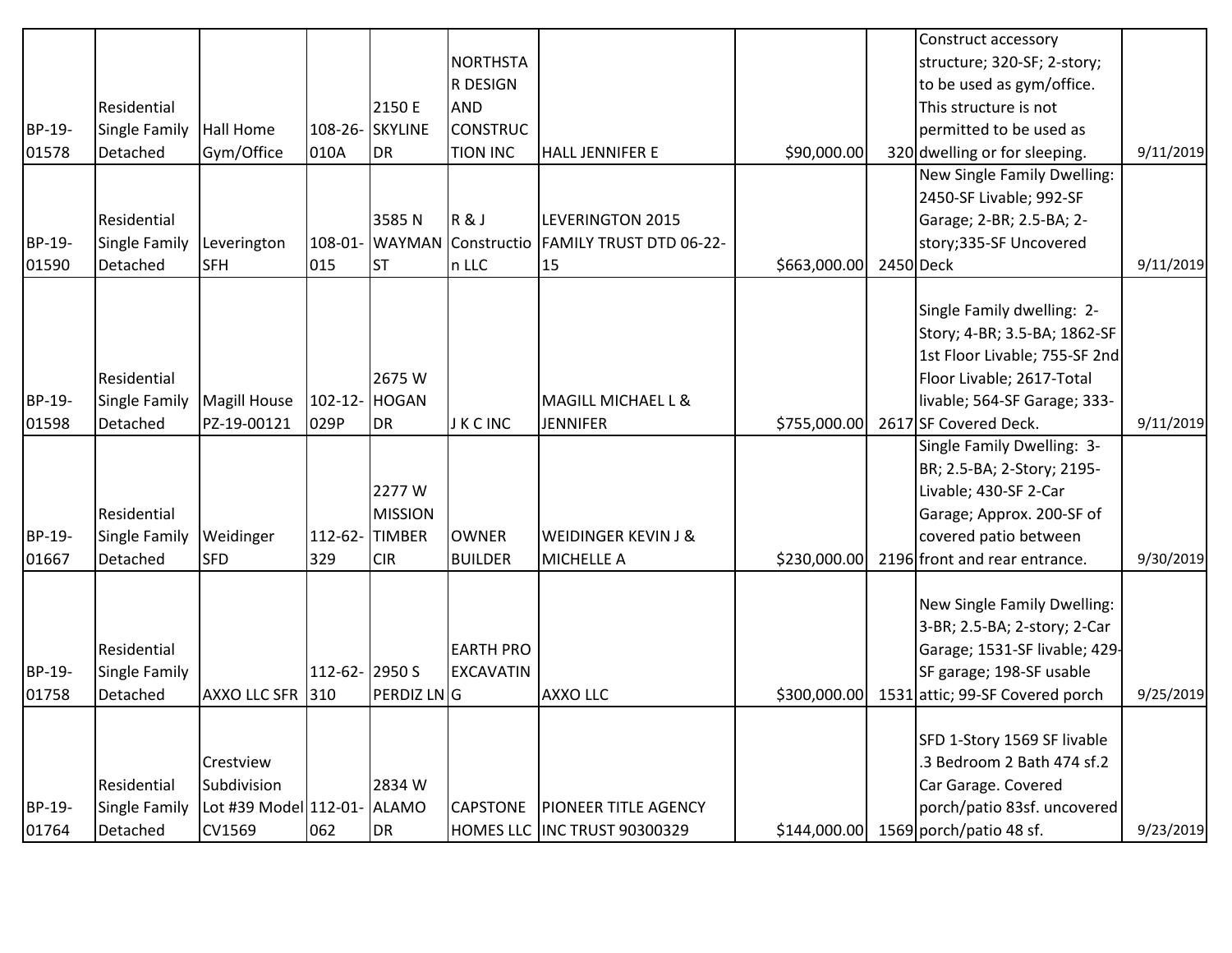| | | | | | | | | | | |
|---|---|---|---|---|---|---|---|---|---|---|
| BP-19-01578 | Residential Single Family Detached | Hall Home Gym/Office | 108-26-010A | 2150 E SKYLINE DR | NORTHSTAR DESIGN AND CONSTRUCTION INC | HALL JENNIFER E | $90,000.00 | 320 | Construct accessory structure; 320-SF; 2-story; to be used as gym/office. This structure is not permitted to be used as dwelling or for sleeping. | 9/11/2019 |
| BP-19-01590 | Residential Single Family Detached | Leverington SFH | 108-01-015 | 3585 N WAYMAN ST | R & J Construction LLC | LEVERINGTON 2015 FAMILY TRUST DTD 06-22-15 | $663,000.00 | 2450 | New Single Family Dwelling: 2450-SF Livable; 992-SF Garage; 2-BR; 2.5-BA; 2-story;335-SF Uncovered Deck | 9/11/2019 |
| BP-19-01598 | Residential Single Family Detached | Magill House PZ-19-00121 | 102-12-029P | 2675 W HOGAN DR | J K C INC | MAGILL MICHAEL L & JENNIFER | $755,000.00 | 2617 | Single Family dwelling: 2-Story; 4-BR; 3.5-BA; 1862-SF 1st Floor Livable; 755-SF 2nd Floor Livable; 2617-Total livable; 564-SF Garage; 333-SF Covered Deck. | 9/11/2019 |
| BP-19-01667 | Residential Single Family Detached | Weidinger SFD | 112-62-329 | 2277 W MISSION TIMBER CIR | OWNER BUILDER | WEIDINGER KEVIN J & MICHELLE A | $230,000.00 | 2196 | Single Family Dwelling: 3-BR; 2.5-BA; 2-Story; 2195-Livable; 430-SF 2-Car Garage; Approx. 200-SF of covered patio between front and rear entrance. | 9/30/2019 |
| BP-19-01758 | Residential Single Family Detached | AXXO LLC SFR | 112-62-310 | 2950 S PERDIZ LN | EARTH PRO EXCAVATING | AXXO LLC | $300,000.00 | 1531 | New Single Family Dwelling: 3-BR; 2.5-BA; 2-story; 2-Car Garage; 1531-SF livable; 429-SF garage; 198-SF usable attic; 99-SF Covered porch | 9/25/2019 |
| BP-19-01764 | Residential Single Family Detached | Crestview Subdivision Lot #39 Model CV1569 | 112-01-062 | 2834 W ALAMO DR | CAPSTONE HOMES LLC | PIONEER TITLE AGENCY INC TRUST 90300329 | $144,000.00 | 1569 | SFD 1-Story 1569 SF livable .3 Bedroom 2 Bath 474 sf.2 Car Garage. Covered porch/patio 83sf. uncovered porch/patio 48 sf. | 9/23/2019 |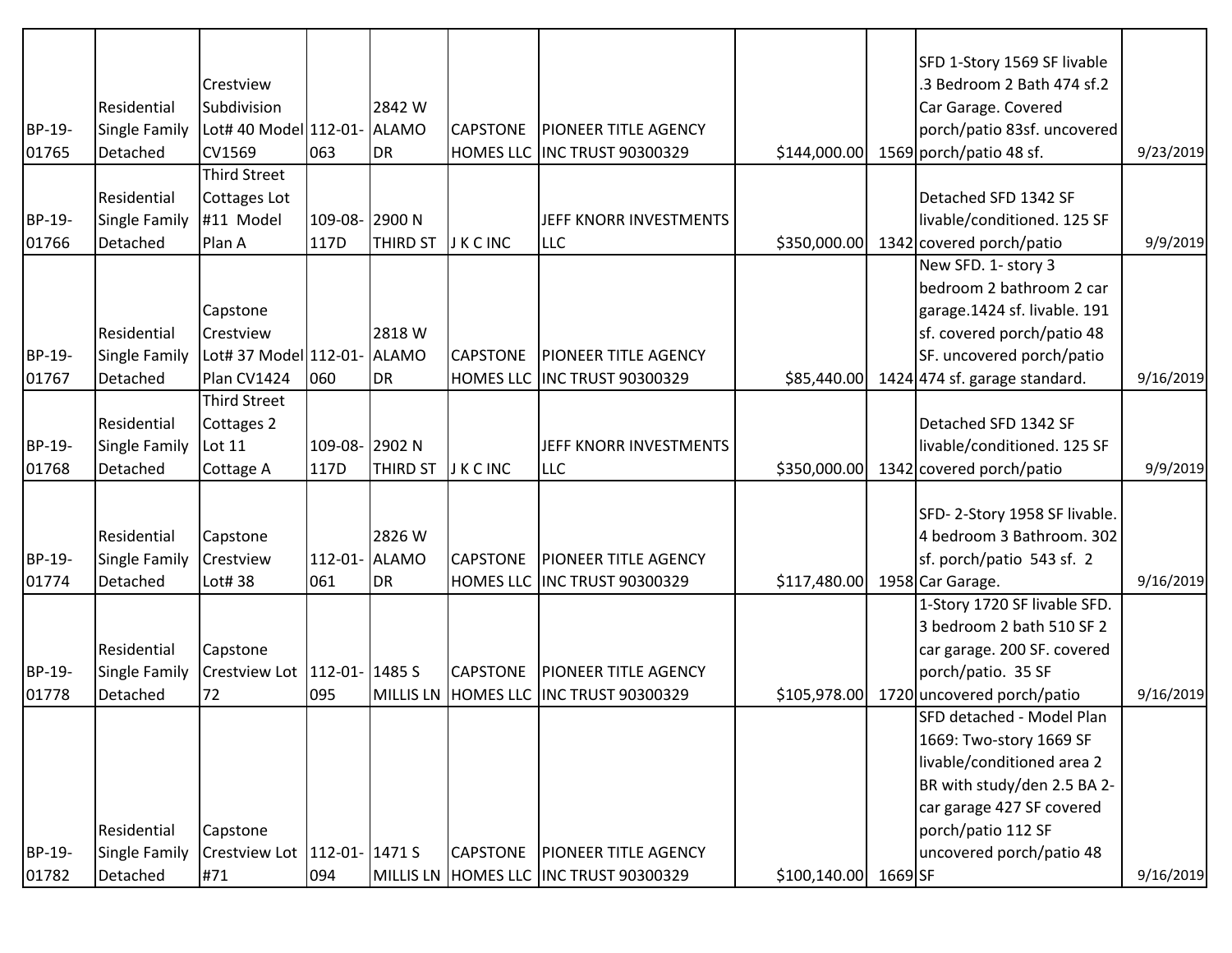| | | | | | | | | | | |
|---|---|---|---|---|---|---|---|---|---|---|
| BP-19-01765 | Residential Single Family Detached | Crestview Subdivision Lot# 40 Model CV1569 | 112-01-063 | 2842 W ALAMO DR | CAPSTONE HOMES LLC | PIONEER TITLE AGENCY INC TRUST 90300329 | $144,000.00 | 1569 | SFD 1-Story 1569 SF livable .3 Bedroom 2 Bath 474 sf.2 Car Garage. Covered porch/patio 83sf. uncovered porch/patio 48 sf. | 9/23/2019 |
| BP-19-01766 | Residential Single Family Detached | Third Street Cottages Lot #11 Model Plan A | 109-08-117D | 2900 N THIRD ST | J K C INC | JEFF KNORR INVESTMENTS LLC | $350,000.00 | 1342 | Detached SFD 1342 SF livable/conditioned. 125 SF covered porch/patio | 9/9/2019 |
| BP-19-01767 | Residential Single Family Detached | Capstone Crestview Lot# 37 Model Plan CV1424 | 112-01-060 | 2818 W ALAMO DR | CAPSTONE HOMES LLC | PIONEER TITLE AGENCY INC TRUST 90300329 | $85,440.00 | 1424 | New SFD. 1- story 3 bedroom 2 bathroom 2 car garage.1424 sf. livable. 191 sf. covered porch/patio 48 SF. uncovered porch/patio 474 sf. garage standard. | 9/16/2019 |
| BP-19-01768 | Residential Single Family Detached | Third Street Cottages 2 Lot 11 Cottage A | 109-08-117D | 2902 N THIRD ST | J K C INC | JEFF KNORR INVESTMENTS LLC | $350,000.00 | 1342 | Detached SFD 1342 SF livable/conditioned. 125 SF covered porch/patio | 9/9/2019 |
| BP-19-01774 | Residential Single Family Detached | Capstone Crestview Lot# 38 | 112-01-061 | 2826 W ALAMO DR | CAPSTONE HOMES LLC | PIONEER TITLE AGENCY INC TRUST 90300329 | $117,480.00 | 1958 | SFD- 2-Story 1958 SF livable. 4 bedroom 3 Bathroom. 302 sf. porch/patio 543 sf. 2 Car Garage. | 9/16/2019 |
| BP-19-01778 | Residential Single Family Detached | Capstone Crestview Lot 72 | 112-01-095 | 1485 S MILLIS LN | CAPSTONE HOMES LLC | PIONEER TITLE AGENCY INC TRUST 90300329 | $105,978.00 | 1720 | 1-Story 1720 SF livable SFD. 3 bedroom 2 bath 510 SF 2 car garage. 200 SF. covered porch/patio. 35 SF uncovered porch/patio | 9/16/2019 |
| BP-19-01782 | Residential Single Family Detached | Capstone Crestview Lot #71 | 112-01-094 | 1471 S MILLIS LN | CAPSTONE HOMES LLC | PIONEER TITLE AGENCY INC TRUST 90300329 | $100,140.00 | 1669 | SFD detached - Model Plan 1669: Two-story 1669 SF livable/conditioned area 2 BR with study/den 2.5 BA 2-car garage 427 SF covered porch/patio 112 SF uncovered porch/patio 48 SF | 9/16/2019 |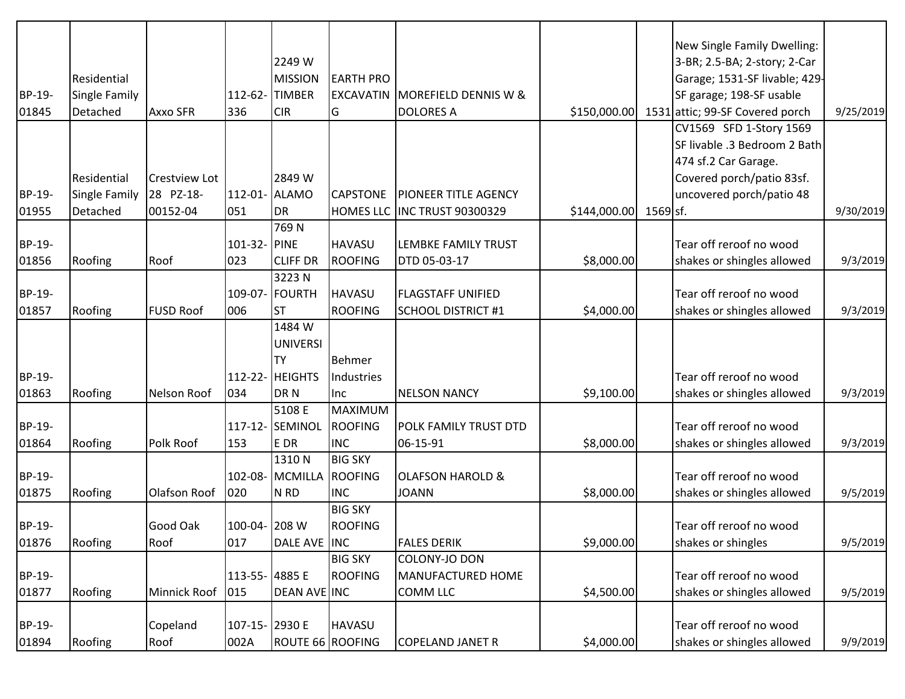| | | | | | | | | | | |
|---|---|---|---|---|---|---|---|---|---|---|
| BP-19-01845 | Residential Single Family Detached | Axxo SFR | 112-62-336 | 2249 W MISSION TIMBER CIR | EARTH PRO EXCAVATING | MOREFIELD DENNIS W & DOLORES A | $150,000.00 | 1531 | New Single Family Dwelling: 3-BR; 2.5-BA; 2-story; 2-Car Garage; 1531-SF livable; 429-SF garage; 198-SF usable attic; 99-SF Covered porch | 9/25/2019 |
| BP-19-01955 | Residential Single Family Detached | Crestview Lot 28 PZ-18-00152-04 | 112-01-051 | 2849 W ALAMO DR | CAPSTONE HOMES LLC | PIONEER TITLE AGENCY INC TRUST 90300329 | $144,000.00 | 1569 | CV1569 SFD 1-Story 1569 SF livable .3 Bedroom 2 Bath 474 sf.2 Car Garage. Covered porch/patio 83sf. uncovered porch/patio 48 sf. | 9/30/2019 |
| BP-19-01856 | Roofing | Roof | 101-32-023 | 769 N PINE CLIFF DR | HAVASU ROOFING | LEMBKE FAMILY TRUST DTD 05-03-17 | $8,000.00 | | Tear off reroof no wood shakes or shingles allowed | 9/3/2019 |
| BP-19-01857 | Roofing | FUSD Roof | 109-07-006 | 3223 N FOURTH ST | HAVASU ROOFING | FLAGSTAFF UNIFIED SCHOOL DISTRICT #1 | $4,000.00 | | Tear off reroof no wood shakes or shingles allowed | 9/3/2019 |
| BP-19-01863 | Roofing | Nelson Roof | 112-22-034 | 1484 W UNIVERSITY HEIGHTS DR N | Behmer Industries Inc | NELSON NANCY | $9,100.00 | | Tear off reroof no wood shakes or shingles allowed | 9/3/2019 |
| BP-19-01864 | Roofing | Polk Roof | 117-12-153 | 5108 E SEMINOLE DR | MAXIMUM ROOFING INC | POLK FAMILY TRUST DTD 06-15-91 | $8,000.00 | | Tear off reroof no wood shakes or shingles allowed | 9/3/2019 |
| BP-19-01875 | Roofing | Olafson Roof | 102-08-020 | 1310 N MCMILLAN RD | BIG SKY ROOFING INC | OLAFSON HAROLD & JOANN | $8,000.00 | | Tear off reroof no wood shakes or shingles allowed | 9/5/2019 |
| BP-19-01876 | Roofing | Good Oak Roof | 100-04-017 | 208 W DALE AVE | BIG SKY ROOFING INC | FALES DERIK | $9,000.00 | | Tear off reroof no wood shakes or shingles | 9/5/2019 |
| BP-19-01877 | Roofing | Minnick Roof | 113-55-015 | 4885 E DEAN AVE | BIG SKY ROOFING INC | COLONY-JO DON MANUFACTURED HOME COMM LLC | $4,500.00 | | Tear off reroof no wood shakes or shingles allowed | 9/5/2019 |
| BP-19-01894 | Roofing | Copeland Roof | 107-15-002A | 2930 E ROUTE 66 | HAVASU ROOFING | COPELAND JANET R | $4,000.00 | | Tear off reroof no wood shakes or shingles allowed | 9/9/2019 |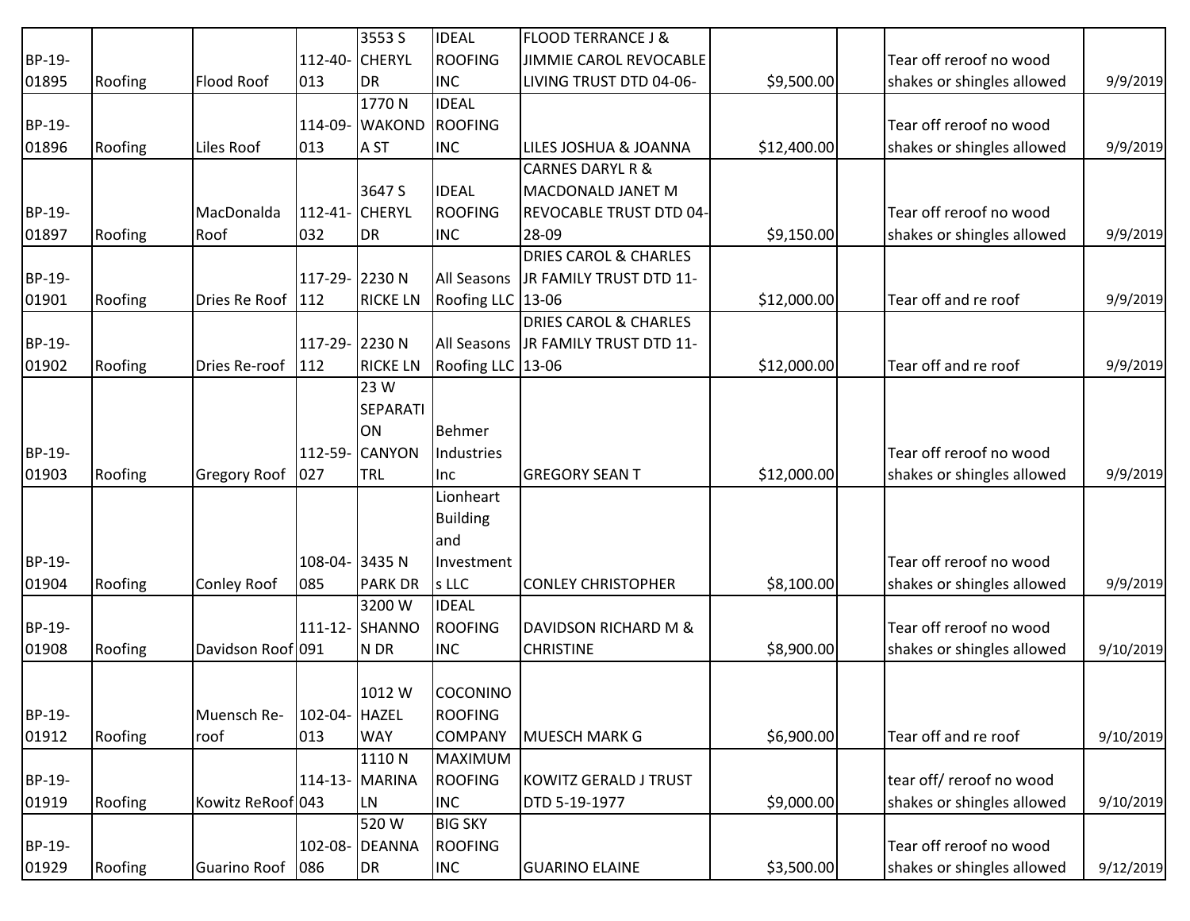| | | | | | | | | | | |
|---|---|---|---|---|---|---|---|---|---|---|
| BP-19-01895 | Roofing | Flood Roof | 112-40-013 | 3553 S CHERYL DR | IDEAL ROOFING INC | FLOOD TERRANCE J & JIMMIE CAROL REVOCABLE LIVING TRUST DTD 04-06- | $9,500.00 | | Tear off reroof no wood shakes or shingles allowed | 9/9/2019 |
| BP-19-01896 | Roofing | Liles Roof | 114-09-013 | 1770 N WAKONDA ST | IDEAL ROOFING INC | LILES JOSHUA & JOANNA | $12,400.00 | | Tear off reroof no wood shakes or shingles allowed | 9/9/2019 |
| BP-19-01897 | Roofing | MacDonalda Roof | 112-41-032 | 3647 S CHERYL DR | IDEAL ROOFING INC | CARNES DARYL R & MACDONALD JANET M REVOCABLE TRUST DTD 04-28-09 | $9,150.00 | | Tear off reroof no wood shakes or shingles allowed | 9/9/2019 |
| BP-19-01901 | Roofing | Dries Re Roof | 117-29-112 | 2230 N RICKE LN | All Seasons Roofing LLC | DRIES CAROL & CHARLES JR FAMILY TRUST DTD 11-13-06 | $12,000.00 | | Tear off and re roof | 9/9/2019 |
| BP-19-01902 | Roofing | Dries Re-roof | 117-29-112 | 2230 N RICKE LN | All Seasons Roofing LLC | DRIES CAROL & CHARLES JR FAMILY TRUST DTD 11-13-06 | $12,000.00 | | Tear off and re roof | 9/9/2019 |
| BP-19-01903 | Roofing | Gregory Roof | 112-59-027 | 23 W SEPARATION CANYON TRL | Behmer Industries Inc | GREGORY SEAN T | $12,000.00 | | Tear off reroof no wood shakes or shingles allowed | 9/9/2019 |
| BP-19-01904 | Roofing | Conley Roof | 108-04-085 | 3435 N PARK DR | Lionheart Building and Investments LLC | CONLEY CHRISTOPHER | $8,100.00 | | Tear off reroof no wood shakes or shingles allowed | 9/9/2019 |
| BP-19-01908 | Roofing | Davidson Roof | 111-12-091 | 3200 W SHANNON DR | IDEAL ROOFING INC | DAVIDSON RICHARD M & CHRISTINE | $8,900.00 | | Tear off reroof no wood shakes or shingles allowed | 9/10/2019 |
| BP-19-01912 | Roofing | Muensch Re-roof | 102-04-013 | 1012 W HAZEL WAY | COCONINO ROOFING COMPANY | MUESCH MARK G | $6,900.00 | | Tear off and re roof | 9/10/2019 |
| BP-19-01919 | Roofing | Kowitz ReRoof | 114-13-043 | 1110 N MARINA LN | MAXIMUM ROOFING INC | KOWITZ GERALD J TRUST DTD 5-19-1977 | $9,000.00 | | tear off/ reroof no wood shakes or shingles allowed | 9/10/2019 |
| BP-19-01929 | Roofing | Guarino Roof | 102-08-086 | 520 W DEANNA DR | BIG SKY ROOFING INC | GUARINO ELAINE | $3,500.00 | | Tear off reroof no wood shakes or shingles allowed | 9/12/2019 |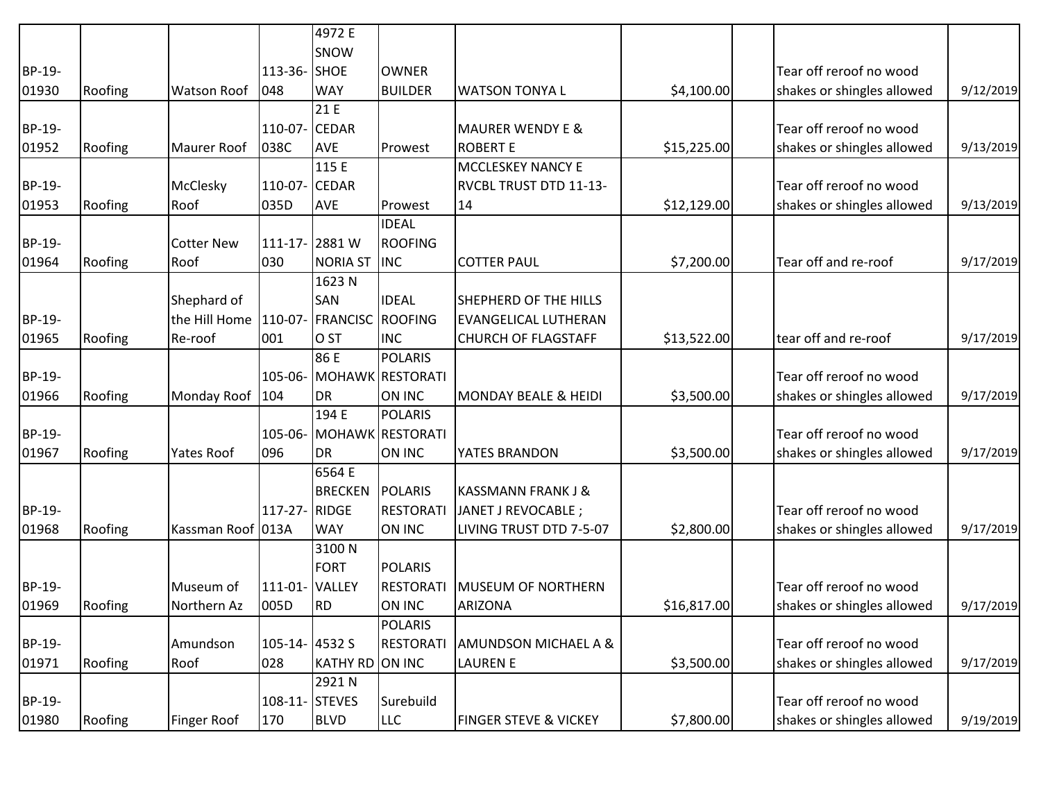|  |  |  |  |  |  |  |  |  |  |  |
|---|---|---|---|---|---|---|---|---|---|---|
| BP-19-01930 | Roofing | Watson Roof | 113-36-048 | 4972 E SNOW SHOE WAY | OWNER BUILDER | WATSON TONYA L | $4,100.00 |  | Tear off reroof no wood shakes or shingles allowed | 9/12/2019 |
| BP-19-01952 | Roofing | Maurer Roof | 110-07-038C | 21 E CEDAR AVE | Prowest | MAURER WENDY E & ROBERT E | $15,225.00 |  | Tear off reroof no wood shakes or shingles allowed | 9/13/2019 |
| BP-19-01953 | Roofing | McClesky Roof | 110-07-035D | 115 E CEDAR AVE | Prowest | MCCLESKEY NANCY E RVCBL TRUST DTD 11-13-14 | $12,129.00 |  | Tear off reroof no wood shakes or shingles allowed | 9/13/2019 |
| BP-19-01964 | Roofing | Cotter New Roof | 111-17-030 | 2881 W NORIA ST | IDEAL ROOFING INC | COTTER PAUL | $7,200.00 |  | Tear off and re-roof | 9/17/2019 |
| BP-19-01965 | Roofing | Shephard of the Hill Home Re-roof | 110-07-001 | 1623 N SAN FRANCISCO ST | IDEAL ROOFING INC | SHEPHERD OF THE HILLS EVANGELICAL LUTHERAN CHURCH OF FLAGSTAFF | $13,522.00 |  | tear off and re-roof | 9/17/2019 |
| BP-19-01966 | Roofing | Monday Roof | 105-06-104 | 86 E MOHAWK DR | POLARIS RESTORATION INC | MONDAY BEALE & HEIDI | $3,500.00 |  | Tear off reroof no wood shakes or shingles allowed | 9/17/2019 |
| BP-19-01967 | Roofing | Yates Roof | 105-06-096 | 194 E MOHAWK DR | POLARIS RESTORATION INC | YATES BRANDON | $3,500.00 |  | Tear off reroof no wood shakes or shingles allowed | 9/17/2019 |
| BP-19-01968 | Roofing | Kassman Roof | 117-27-013A | 6564 E BRECKENRIDGE WAY | POLARIS RESTORATION INC | KASSMANN FRANK J & JANET J REVOCABLE ; LIVING TRUST DTD 7-5-07 | $2,800.00 |  | Tear off reroof no wood shakes or shingles allowed | 9/17/2019 |
| BP-19-01969 | Roofing | Museum of Northern Az | 111-01-005D | 3100 N FORT VALLEY RD | POLARIS RESTORATION INC | MUSEUM OF NORTHERN ARIZONA | $16,817.00 |  | Tear off reroof no wood shakes or shingles allowed | 9/17/2019 |
| BP-19-01971 | Roofing | Amundson Roof | 105-14-028 | 4532 S KATHY RD | POLARIS RESTORATION INC | AMUNDSON MICHAEL A & LAUREN E | $3,500.00 |  | Tear off reroof no wood shakes or shingles allowed | 9/17/2019 |
| BP-19-01980 | Roofing | Finger Roof | 108-11-170 | 2921 N STEVES BLVD | Surebuild LLC | FINGER STEVE & VICKEY | $7,800.00 |  | Tear off reroof no wood shakes or shingles allowed | 9/19/2019 |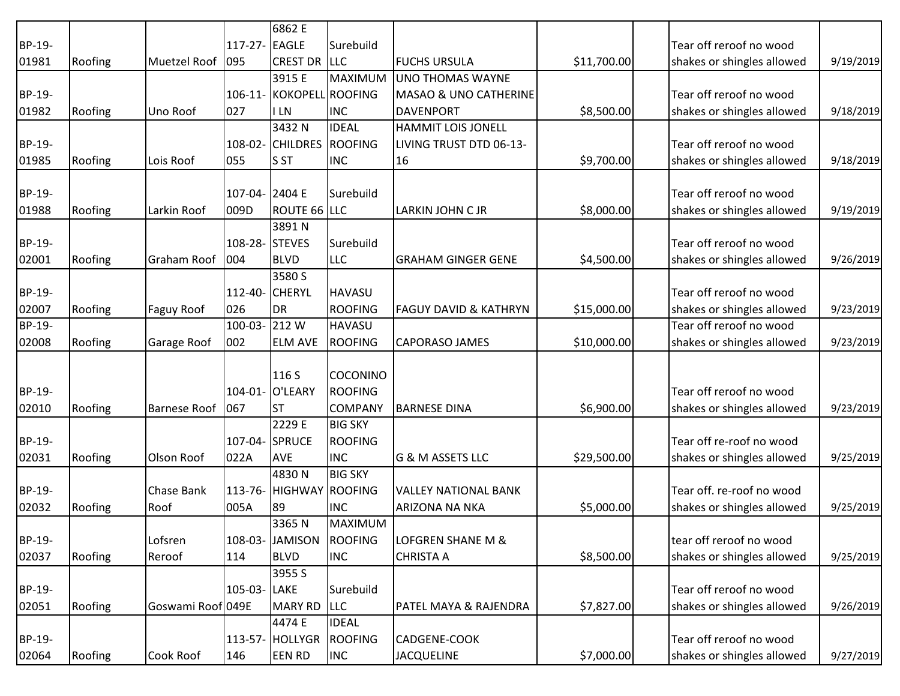| | | | | | | | | | | |
|---|---|---|---|---|---|---|---|---|---|---|
| BP-19-01981 | Roofing | Muetzel Roof | 117-27-095 | 6862 E EAGLE CREST DR | Surebuild LLC | FUCHS URSULA | $11,700.00 | | Tear off reroof no wood shakes or shingles allowed | 9/19/2019 |
| BP-19-01982 | Roofing | Uno Roof | 106-11-027 | 3915 E KOKOPELLI LN | MAXIMUM ROOFING INC | UNO THOMAS WAYNE MASAO & UNO CATHERINE DAVENPORT | $8,500.00 | | Tear off reroof no wood shakes or shingles allowed | 9/18/2019 |
| BP-19-01985 | Roofing | Lois Roof | 108-02-055 | 3432 N CHILDRESS ST | IDEAL ROOFING INC | HAMMIT LOIS JONELL LIVING TRUST DTD 06-13-16 | $9,700.00 | | Tear off reroof no wood shakes or shingles allowed | 9/18/2019 |
| BP-19-01988 | Roofing | Larkin Roof | 107-04-009D | 2404 E ROUTE 66 | Surebuild LLC | LARKIN JOHN C JR | $8,000.00 | | Tear off reroof no wood shakes or shingles allowed | 9/19/2019 |
| BP-19-02001 | Roofing | Graham Roof | 108-28-004 | 3891 N STEVES BLVD | Surebuild LLC | GRAHAM GINGER GENE | $4,500.00 | | Tear off reroof no wood shakes or shingles allowed | 9/26/2019 |
| BP-19-02007 | Roofing | Faguy Roof | 112-40-026 | 3580 S CHERYL DR | HAVASU ROOFING | FAGUY DAVID & KATHRYN | $15,000.00 | | Tear off reroof no wood shakes or shingles allowed | 9/23/2019 |
| BP-19-02008 | Roofing | Garage Roof | 100-03-002 | 212 W ELM AVE | HAVASU ROOFING | CAPORASO JAMES | $10,000.00 | | Tear off reroof no wood shakes or shingles allowed | 9/23/2019 |
| BP-19-02010 | Roofing | Barnese Roof | 104-01-067 | 116 S O'LEARY ST | COCONINO ROOFING COMPANY | BARNESE DINA | $6,900.00 | | Tear off reroof no wood shakes or shingles allowed | 9/23/2019 |
| BP-19-02031 | Roofing | Olson Roof | 107-04-022A | 2229 E SPRUCE AVE | BIG SKY ROOFING INC | G & M ASSETS LLC | $29,500.00 | | Tear off re-roof no wood shakes or shingles allowed | 9/25/2019 |
| BP-19-02032 | Roofing | Chase Bank Roof | 113-76-005A | 4830 N HIGHWAY 89 | BIG SKY ROOFING INC | VALLEY NATIONAL BANK ARIZONA NA NKA | $5,000.00 | | Tear off. re-roof no wood shakes or shingles allowed | 9/25/2019 |
| BP-19-02037 | Roofing | Lofsren Reroof | 108-03-114 | 3365 N JAMISON BLVD | MAXIMUM ROOFING INC | LOFGREN SHANE M & CHRISTA A | $8,500.00 | | tear off reroof no wood shakes or shingles allowed | 9/25/2019 |
| BP-19-02051 | Roofing | Goswami Roof | 105-03-049E | 3955 S LAKE MARY RD | Surebuild LLC | PATEL MAYA & RAJENDRA | $7,827.00 | | Tear off reroof no wood shakes or shingles allowed | 9/26/2019 |
| BP-19-02064 | Roofing | Cook Roof | 113-57-146 | 4474 E HOLLYGREEN RD | IDEAL ROOFING INC | CADGENE-COOK JACQUELINE | $7,000.00 | | Tear off reroof no wood shakes or shingles allowed | 9/27/2019 |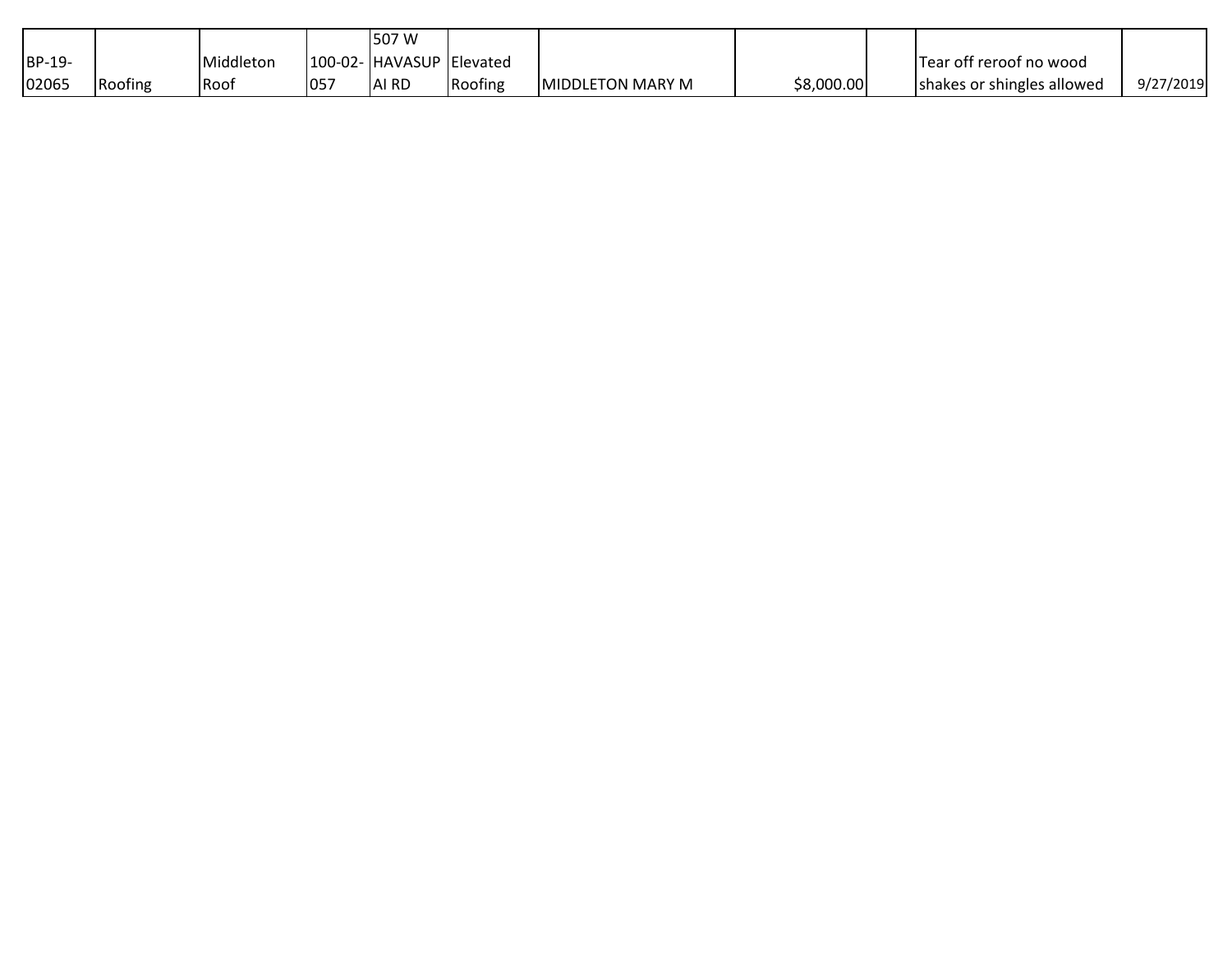| | | | | | | | | | | |
|---|---|---|---|---|---|---|---|---|---|---|
| BP-19-02065 | Roofing | Middleton Roof | 100-02-057 | 507 W HAVASUPAI RD | Elevated Roofing | MIDDLETON MARY M | $8,000.00 | | Tear off reroof no wood shakes or shingles allowed | 9/27/2019 |